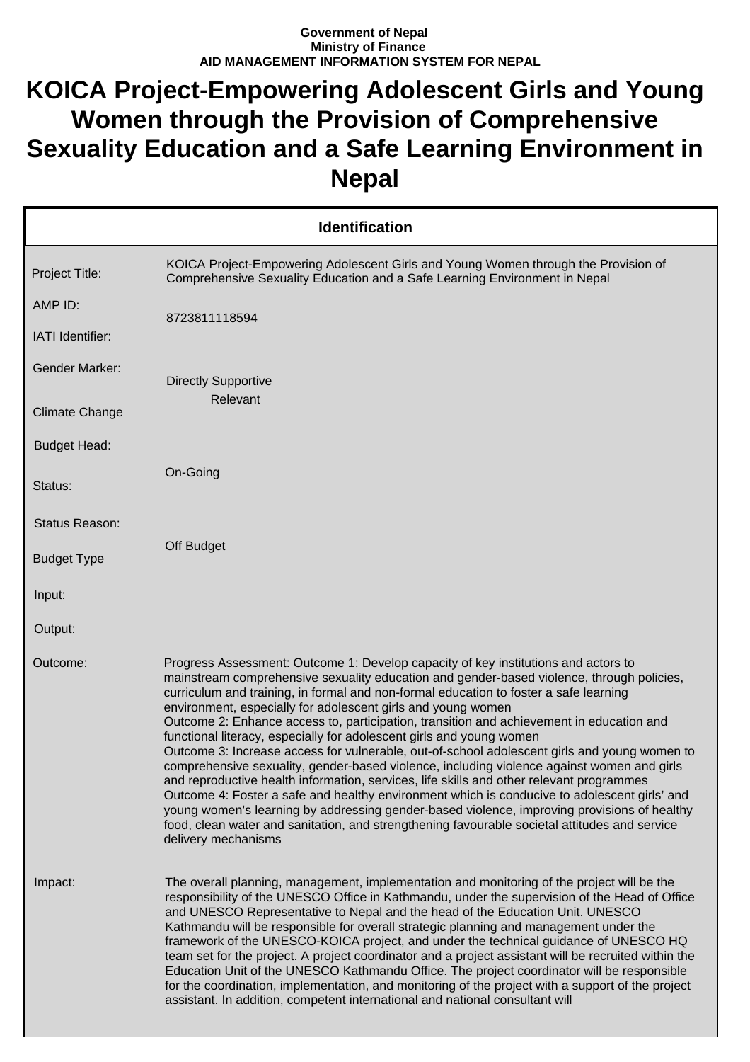**Government of Nepal**
**Ministry of Finance**
**AID MANAGEMENT INFORMATION SYSTEM FOR NEPAL**

# KOICA Project-Empowering Adolescent Girls and Young Women through the Provision of Comprehensive Sexuality Education and a Safe Learning Environment in Nepal

| Identification | |
|---|---|
| Project Title: | KOICA Project-Empowering Adolescent Girls and Young Women through the Provision of Comprehensive Sexuality Education and a Safe Learning Environment in Nepal |
| AMP ID: | 8723811118594 |
| IATI Identifier: | |
| Gender Marker: | Directly Supportive |
| Climate Change | Relevant |
| Budget Head: | |
| Status: | On-Going |
| Status Reason: | |
| Budget Type | Off Budget |
| Input: | |
| Output: | |
| Outcome: | Progress Assessment: Outcome 1: Develop capacity of key institutions and actors to mainstream comprehensive sexuality education and gender-based violence, through policies, curriculum and training, in formal and non-formal education to foster a safe learning environment, especially for adolescent girls and young women<br>Outcome 2: Enhance access to, participation, transition and achievement in education and functional literacy, especially for adolescent girls and young women<br>Outcome 3: Increase access for vulnerable, out-of-school adolescent girls and young women to comprehensive sexuality, gender-based violence, including violence against women and girls and reproductive health information, services, life skills and other relevant programmes<br>Outcome 4: Foster a safe and healthy environment which is conducive to adolescent girls' and young women's learning by addressing gender-based violence, improving provisions of healthy food, clean water and sanitation, and strengthening favourable societal attitudes and service delivery mechanisms |
| Impact: | The overall planning, management, implementation and monitoring of the project will be the responsibility of the UNESCO Office in Kathmandu, under the supervision of the Head of Office and UNESCO Representative to Nepal and the head of the Education Unit. UNESCO Kathmandu will be responsible for overall strategic planning and management under the framework of the UNESCO-KOICA project, and under the technical guidance of UNESCO HQ team set for the project. A project coordinator and a project assistant will be recruited within the Education Unit of the UNESCO Kathmandu Office. The project coordinator will be responsible for the coordination, implementation, and monitoring of the project with a support of the project assistant. In addition, competent international and national consultant will |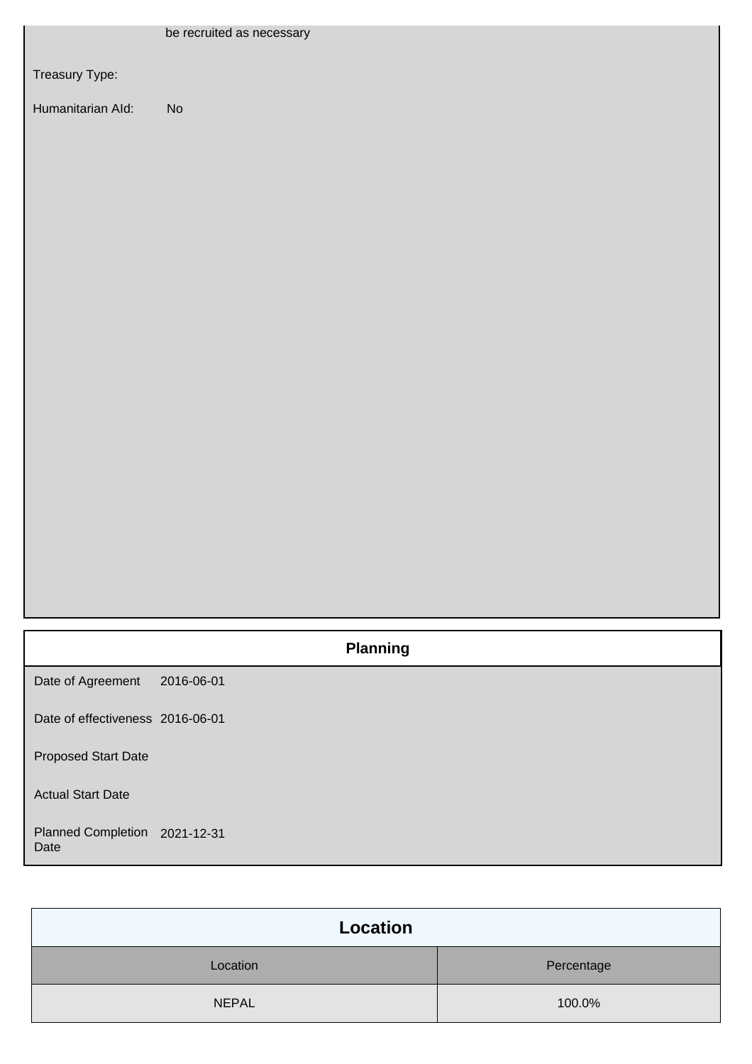be recruited as necessary

Treasury Type:

Humanitarian AId: No

## Planning

| | |
|---|---|
| Date of Agreement | 2016-06-01 |
| Date of effectiveness | 2016-06-01 |
| Proposed Start Date | |
| Actual Start Date | |
| Planned Completion Date | 2021-12-31 |

## Location

| Location | Percentage |
|---|---|
| NEPAL | 100.0% |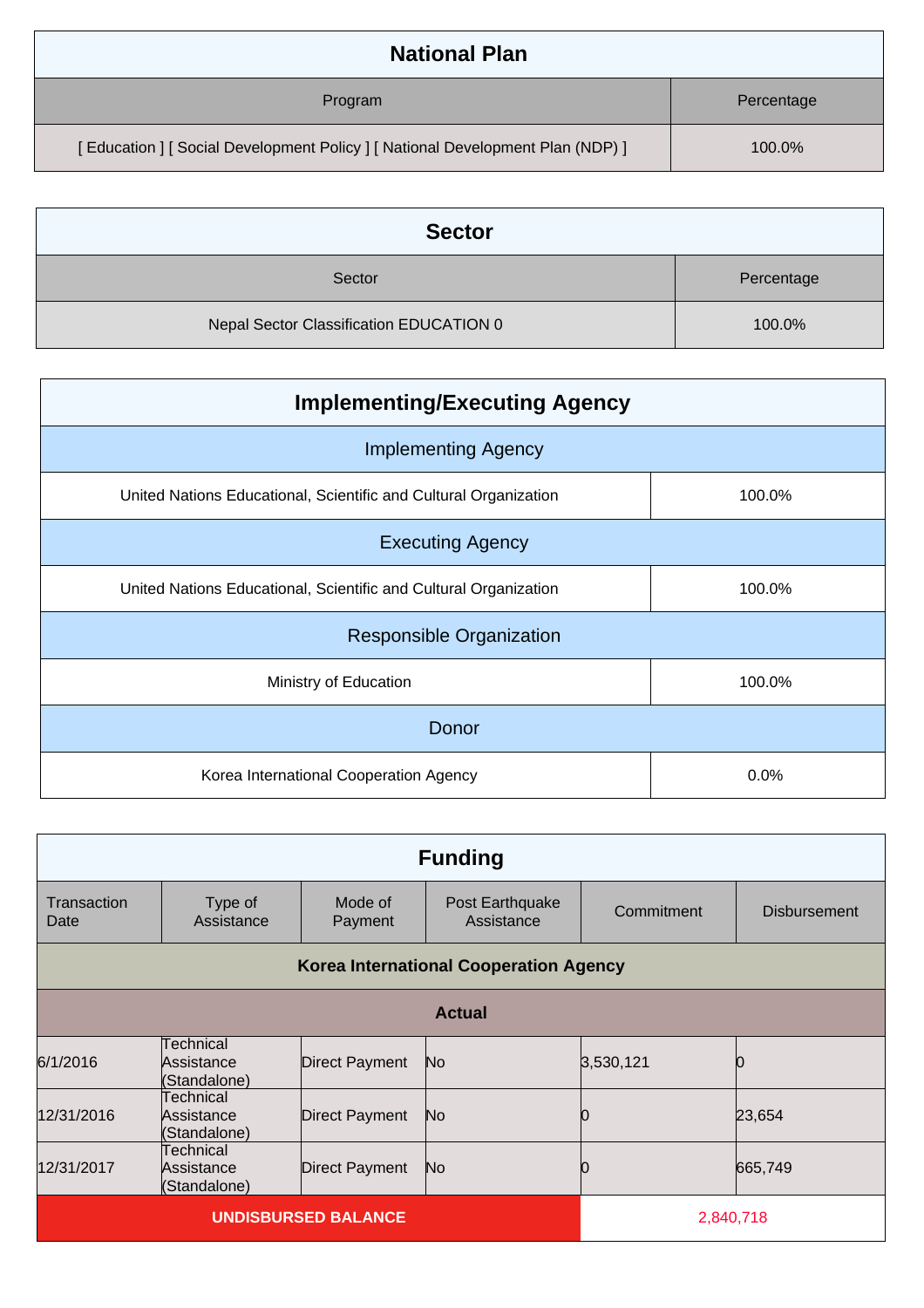| National Plan | |
|---|---|
| Program | Percentage |
| [ Education ] [ Social Development Policy ] [ National Development Plan (NDP) ] | 100.0% |

| Sector | |
|---|---|
| Sector | Percentage |
| Nepal Sector Classification EDUCATION 0 | 100.0% |

| Implementing/Executing Agency | |
|---|---|
| **Implementing Agency** | |
| United Nations Educational, Scientific and Cultural Organization | 100.0% |
| **Executing Agency** | |
| United Nations Educational, Scientific and Cultural Organization | 100.0% |
| **Responsible Organization** | |
| Ministry of Education | 100.0% |
| **Donor** | |
| Korea International Cooperation Agency | 0.0% |

| Funding | | | | | |
|---|---|---|---|---|---|
| Transaction Date | Type of Assistance | Mode of Payment | Post Earthquake Assistance | Commitment | Disbursement |
| **Korea International Cooperation Agency** | | | | | |
| **Actual** | | | | | |
| 6/1/2016 | Technical Assistance (Standalone) | Direct Payment | No | 3,530,121 | 0 |
| 12/31/2016 | Technical Assistance (Standalone) | Direct Payment | No | 0 | 23,654 |
| 12/31/2017 | Technical Assistance (Standalone) | Direct Payment | No | 0 | 665,749 |
| **UNDISBURSED BALANCE** | | | | 2,840,718 | |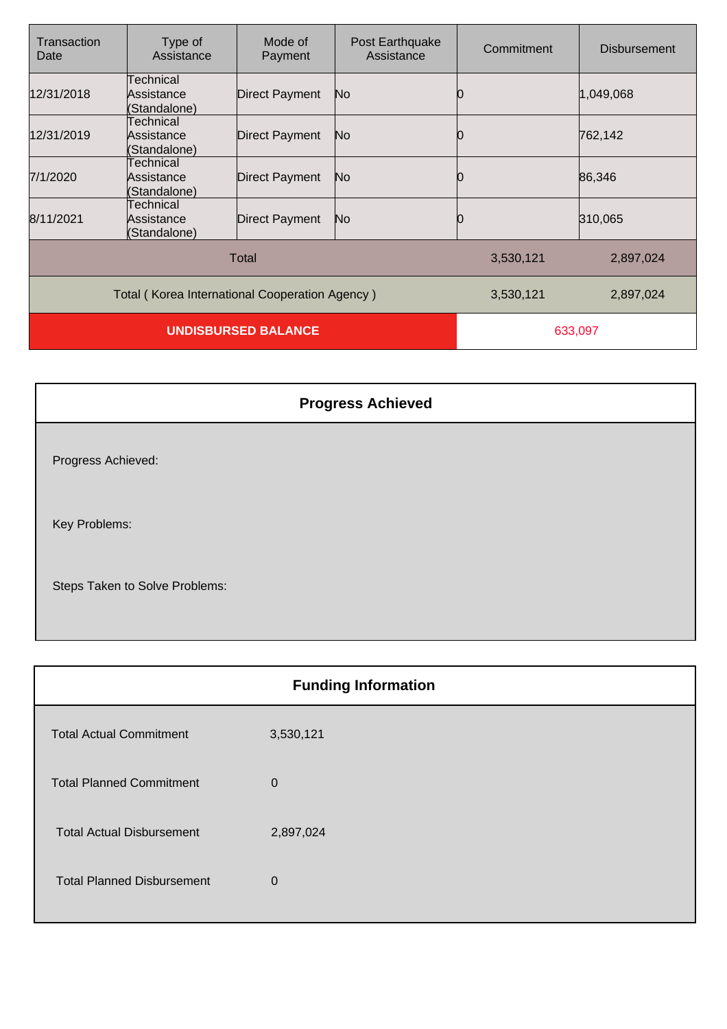| Transaction Date | Type of Assistance | Mode of Payment | Post Earthquake Assistance | Commitment | Disbursement |
|---|---|---|---|---|---|
| 12/31/2018 | Technical Assistance (Standalone) | Direct Payment | No | 0 | 1,049,068 |
| 12/31/2019 | Technical Assistance (Standalone) | Direct Payment | No | 0 | 762,142 |
| 7/1/2020 | Technical Assistance (Standalone) | Direct Payment | No | 0 | 86,346 |
| 8/11/2021 | Technical Assistance (Standalone) | Direct Payment | No | 0 | 310,065 |
| Total | | | | 3,530,121 | 2,897,024 |
| Total ( Korea International Cooperation Agency ) | | | | 3,530,121 | 2,897,024 |
| **UNDISBURSED BALANCE** | | | | 633,097 | |

## Progress Achieved

Progress Achieved:

Key Problems:

Steps Taken to Solve Problems:

## Funding Information

| | |
|---|---|
| Total Actual Commitment | 3,530,121 |
| Total Planned Commitment | 0 |
| Total Actual Disbursement | 2,897,024 |
| Total Planned Disbursement | 0 |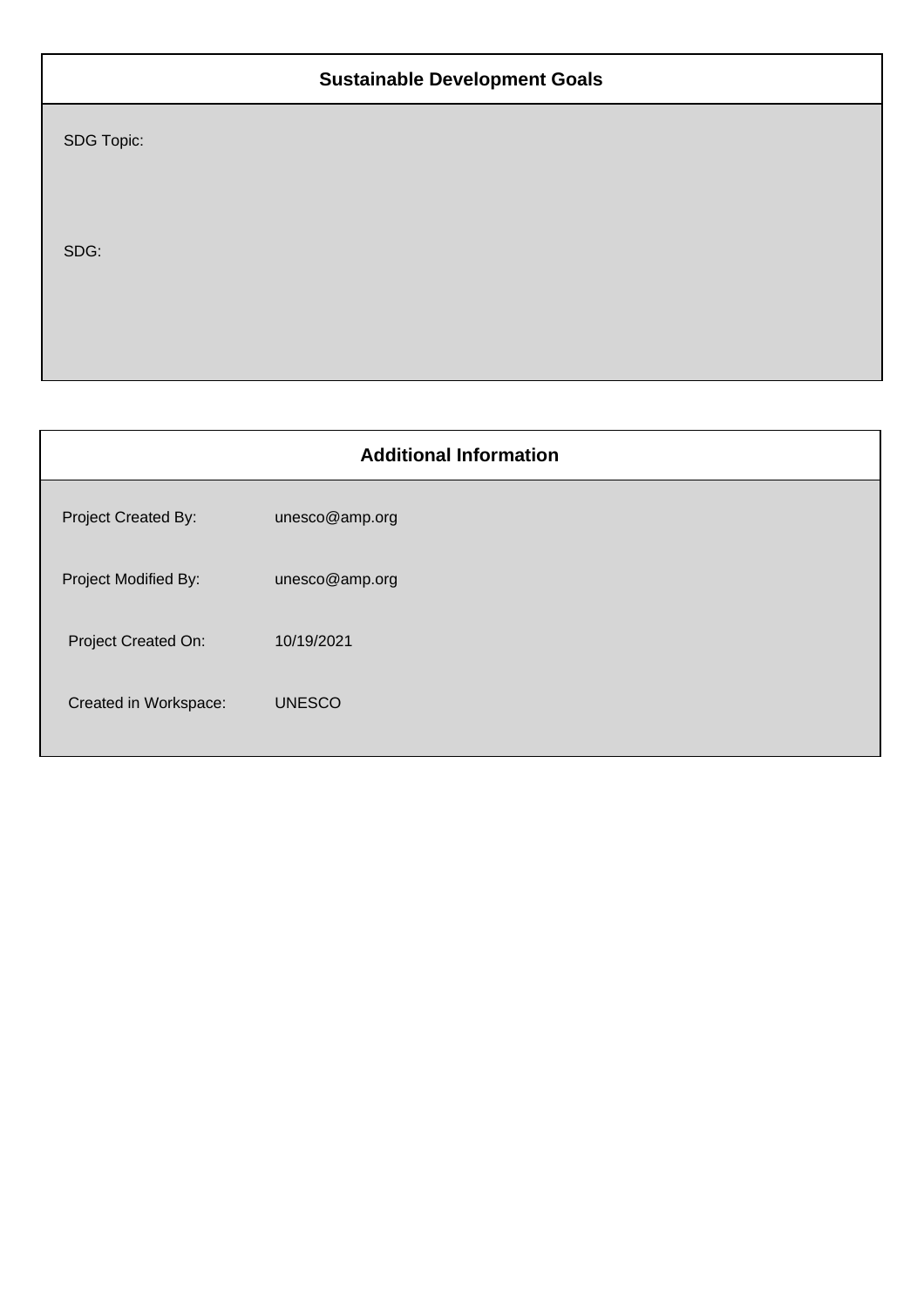## Sustainable Development Goals

SDG Topic:

SDG:

## Additional Information

| | |
|---|---|
| Project Created By: | unesco@amp.org |
| Project Modified By: | unesco@amp.org |
| Project Created On: | 10/19/2021 |
| Created in Workspace: | UNESCO |